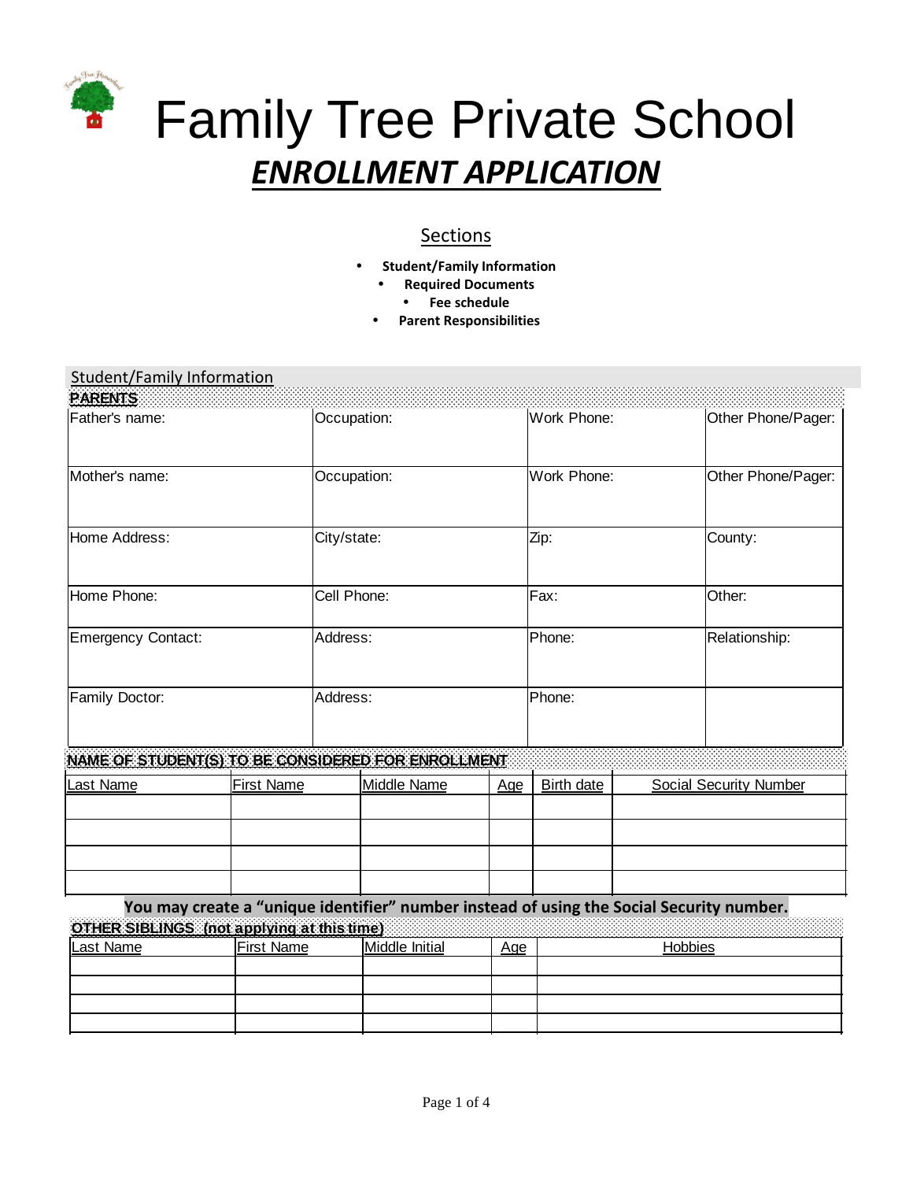# Family Tree Private School

## ***ENROLLMENT APPLICATION***

### Sections

- **Student/Family Information**
- **Required Documents**
- **Fee schedule**
- **Parent Responsibilities**

## Student/Family Information

**PARENTS**

| Father's name: | Occupation: | Work Phone: | Other Phone/Pager: |
|---|---|---|---|
| Mother's name: | Occupation: | Work Phone: | Other Phone/Pager: |
| Home Address: | City/state: | Zip: | County: |
| Home Phone: | Cell Phone: | Fax: | Other: |
| Emergency Contact: | Address: | Phone: | Relationship: |
| Family Doctor: | Address: | Phone: | |

**NAME OF STUDENT(S) TO BE CONSIDERED FOR ENROLLMENT**

| Last Name | First Name | Middle Name | Age | Birth date | Social Security Number |
|---|---|---|---|---|---|
| | | | | | |
| | | | | | |
| | | | | | |
| | | | | | |

**You may create a "unique identifier" number instead of using the Social Security number.**

**OTHER SIBLINGS (not applying at this time)**

| Last Name | First Name | Middle Initial | Age | Hobbies |
|---|---|---|---|---|
| | | | | |
| | | | | |
| | | | | |
| | | | | |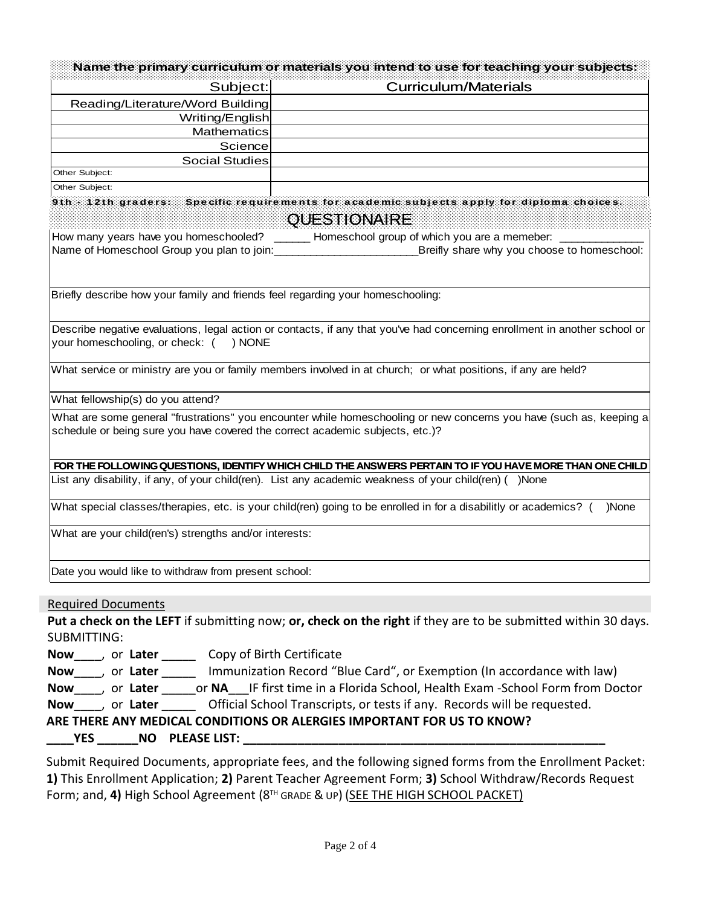**Name the primary curriculum or materials you intend to use for teaching your subjects:**

| Subject: | Curriculum/Materials |
|---|---|
| Reading/Literature/Word Building | |
| Writing/English | |
| Mathematics | |
| Science | |
| Social Studies | |
| Other Subject: | |
| Other Subject: | |

**9th - 12th graders: Specific requirements for academic subjects apply for diploma choices.**

## QUESTIONAIRE

How many years have you homeschooled? ______ Homeschool group of which you are a memeber: _____________

Name of Homeschool Group you plan to join:______________________Breifly share why you choose to homeschool:

Briefly describe how your family and friends feel regarding your homeschooling:

Describe negative evaluations, legal action or contacts, if any that you've had concerning enrollment in another school or your homeschooling, or check: ( ) NONE

What service or ministry are you or family members involved in at church; or what positions, if any are held?

What fellowship(s) do you attend?

What are some general "frustrations" you encounter while homeschooling or new concerns you have (such as, keeping a schedule or being sure you have covered the correct academic subjects, etc.)?

**FOR THE FOLLOWING QUESTIONS, IDENTIFY WHICH CHILD THE ANSWERS PERTAIN TO IF YOU HAVE MORE THAN ONE CHILD**

List any disability, if any, of your child(ren). List any academic weakness of your child(ren) ( )None

What special classes/therapies, etc. is your child(ren) going to be enrolled in for a disabilitly or academics? ( )None

What are your child(ren's) strengths and/or interests:

Date you would like to withdraw from present school:

Required Documents

**Put a check on the LEFT** if submitting now; **or, check on the right** if they are to be submitted within 30 days.
SUBMITTING:

**Now**____, or **Later** _____ Copy of Birth Certificate

**Now**____, or **Later** _____ Immunization Record "Blue Card", or Exemption (In accordance with law)

**Now**____, or **Later** _____or **NA**___IF first time in a Florida School, Health Exam -School Form from Doctor

**Now**____, or **Later** _____ Official School Transcripts, or tests if any. Records will be requested.

**ARE THERE ANY MEDICAL CONDITIONS OR ALERGIES IMPORTANT FOR US TO KNOW?**

**____YES ______NO PLEASE LIST: ________________________________________________________**

Submit Required Documents, appropriate fees, and the following signed forms from the Enrollment Packet: **1)** This Enrollment Application; **2)** Parent Teacher Agreement Form; **3)** School Withdraw/Records Request Form; and, **4)** High School Agreement (8TH GRADE & UP) (SEE THE HIGH SCHOOL PACKET)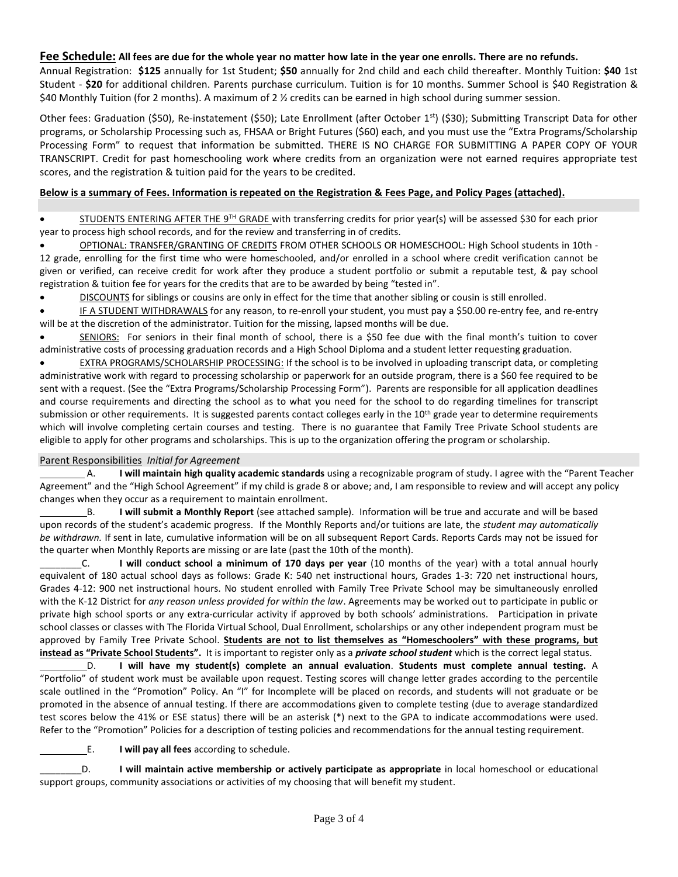**Fee Schedule: All fees are due for the whole year no matter how late in the year one enrolls. There are no refunds.**
Annual Registration: **$125** annually for 1st Student; **$50** annually for 2nd child and each child thereafter. Monthly Tuition: **$40** 1st Student - **$20** for additional children. Parents purchase curriculum. Tuition is for 10 months. Summer School is $40 Registration & $40 Monthly Tuition (for 2 months). A maximum of 2 ½ credits can be earned in high school during summer session.

Other fees: Graduation ($50), Re-instatement ($50); Late Enrollment (after October 1st) ($30); Submitting Transcript Data for other programs, or Scholarship Processing such as, FHSAA or Bright Futures ($60) each, and you must use the "Extra Programs/Scholarship Processing Form" to request that information be submitted. THERE IS NO CHARGE FOR SUBMITTING A PAPER COPY OF YOUR TRANSCRIPT. Credit for past homeschooling work where credits from an organization were not earned requires appropriate test scores, and the registration & tuition paid for the years to be credited.

**Below is a summary of Fees. Information is repeated on the Registration & Fees Page, and Policy Pages (attached).**

- STUDENTS ENTERING AFTER THE 9TH GRADE with transferring credits for prior year(s) will be assessed $30 for each prior year to process high school records, and for the review and transferring in of credits.
- OPTIONAL: TRANSFER/GRANTING OF CREDITS FROM OTHER SCHOOLS OR HOMESCHOOL: High School students in 10th - 12 grade, enrolling for the first time who were homeschooled, and/or enrolled in a school where credit verification cannot be given or verified, can receive credit for work after they produce a student portfolio or submit a reputable test, & pay school registration & tuition fee for years for the credits that are to be awarded by being "tested in".
- DISCOUNTS for siblings or cousins are only in effect for the time that another sibling or cousin is still enrolled.
- IF A STUDENT WITHDRAWALS for any reason, to re-enroll your student, you must pay a $50.00 re-entry fee, and re-entry will be at the discretion of the administrator. Tuition for the missing, lapsed months will be due.
- SENIORS: For seniors in their final month of school, there is a $50 fee due with the final month's tuition to cover administrative costs of processing graduation records and a High School Diploma and a student letter requesting graduation.
- EXTRA PROGRAMS/SCHOLARSHIP PROCESSING: If the school is to be involved in uploading transcript data, or completing administrative work with regard to processing scholarship or paperwork for an outside program, there is a $60 fee required to be sent with a request. (See the "Extra Programs/Scholarship Processing Form"). Parents are responsible for all application deadlines and course requirements and directing the school as to what you need for the school to do regarding timelines for transcript submission or other requirements. It is suggested parents contact colleges early in the 10th grade year to determine requirements which will involve completing certain courses and testing. There is no guarantee that Family Tree Private School students are eligible to apply for other programs and scholarships. This is up to the organization offering the program or scholarship.

Parent Responsibilities *Initial for Agreement*

________ A. **I will maintain high quality academic standards** using a recognizable program of study. I agree with the "Parent Teacher Agreement" and the "High School Agreement" if my child is grade 8 or above; and, I am responsible to review and will accept any policy changes when they occur as a requirement to maintain enrollment.

________B. **I will submit a Monthly Report** (see attached sample). Information will be true and accurate and will be based upon records of the student's academic progress. If the Monthly Reports and/or tuitions are late, the *student may automatically be withdrawn.* If sent in late, cumulative information will be on all subsequent Report Cards. Reports Cards may not be issued for the quarter when Monthly Reports are missing or are late (past the 10th of the month).

________C. **I will conduct school a minimum of 170 days per year** (10 months of the year) with a total annual hourly equivalent of 180 actual school days as follows: Grade K: 540 net instructional hours, Grades 1-3: 720 net instructional hours, Grades 4-12: 900 net instructional hours. No student enrolled with Family Tree Private School may be simultaneously enrolled with the K-12 District for *any reason unless provided for within the law*. Agreements may be worked out to participate in public or private high school sports or any extra-curricular activity if approved by both schools' administrations. Participation in private school classes or classes with The Florida Virtual School, Dual Enrollment, scholarships or any other independent program must be approved by Family Tree Private School. **Students are not to list themselves as "Homeschoolers" with these programs, but instead as "Private School Students".** It is important to register only as a ***private school student*** which is the correct legal status.

________D. **I will have my student(s) complete an annual evaluation**. **Students must complete annual testing.** A "Portfolio" of student work must be available upon request. Testing scores will change letter grades according to the percentile scale outlined in the "Promotion" Policy. An "I" for Incomplete will be placed on records, and students will not graduate or be promoted in the absence of annual testing. If there are accommodations given to complete testing (due to average standardized test scores below the 41% or ESE status) there will be an asterisk (*) next to the GPA to indicate accommodations were used. Refer to the "Promotion" Policies for a description of testing policies and recommendations for the annual testing requirement.

________E. **I will pay all fees** according to schedule.

________D. **I will maintain active membership or actively participate as appropriate** in local homeschool or educational support groups, community associations or activities of my choosing that will benefit my student.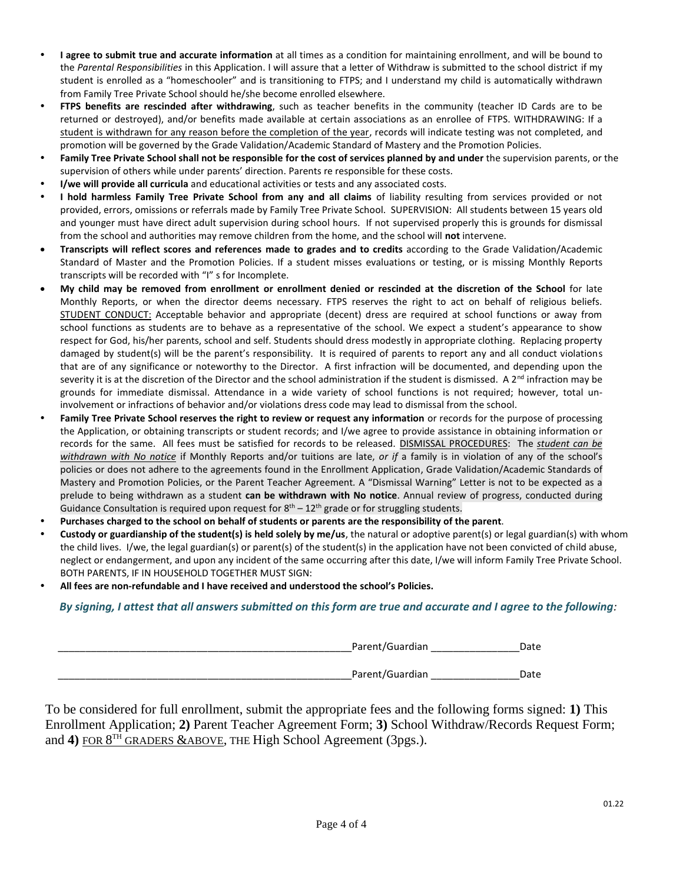- **I agree to submit true and accurate information** at all times as a condition for maintaining enrollment, and will be bound to the *Parental Responsibilities* in this Application. I will assure that a letter of Withdraw is submitted to the school district if my student is enrolled as a "homeschooler" and is transitioning to FTPS; and I understand my child is automatically withdrawn from Family Tree Private School should he/she become enrolled elsewhere.
- **FTPS benefits are rescinded after withdrawing**, such as teacher benefits in the community (teacher ID Cards are to be returned or destroyed), and/or benefits made available at certain associations as an enrollee of FTPS. WITHDRAWING: If a student is withdrawn for any reason before the completion of the year, records will indicate testing was not completed, and promotion will be governed by the Grade Validation/Academic Standard of Mastery and the Promotion Policies.
- **Family Tree Private School shall not be responsible for the cost of services planned by and under** the supervision parents, or the supervision of others while under parents' direction. Parents re responsible for these costs.
- **I/we will provide all curricula** and educational activities or tests and any associated costs.
- **I hold harmless Family Tree Private School from any and all claims** of liability resulting from services provided or not provided, errors, omissions or referrals made by Family Tree Private School. SUPERVISION: All students between 15 years old and younger must have direct adult supervision during school hours. If not supervised properly this is grounds for dismissal from the school and authorities may remove children from the home, and the school will **not** intervene.
- **Transcripts will reflect scores and references made to grades and to credits** according to the Grade Validation/Academic Standard of Master and the Promotion Policies. If a student misses evaluations or testing, or is missing Monthly Reports transcripts will be recorded with "I" s for Incomplete.
- **My child may be removed from enrollment or enrollment denied or rescinded at the discretion of the School** for late Monthly Reports, or when the director deems necessary. FTPS reserves the right to act on behalf of religious beliefs. STUDENT CONDUCT: Acceptable behavior and appropriate (decent) dress are required at school functions or away from school functions as students are to behave as a representative of the school. We expect a student's appearance to show respect for God, his/her parents, school and self. Students should dress modestly in appropriate clothing. Replacing property damaged by student(s) will be the parent's responsibility. It is required of parents to report any and all conduct violations that are of any significance or noteworthy to the Director. A first infraction will be documented, and depending upon the severity it is at the discretion of the Director and the school administration if the student is dismissed. A 2nd infraction may be grounds for immediate dismissal. Attendance in a wide variety of school functions is not required; however, total un-involvement or infractions of behavior and/or violations dress code may lead to dismissal from the school.
- **Family Tree Private School reserves the right to review or request any information** or records for the purpose of processing the Application, or obtaining transcripts or student records; and I/we agree to provide assistance in obtaining information or records for the same. All fees must be satisfied for records to be released. DISMISSAL PROCEDURES: The ***student can be withdrawn with No notice*** if Monthly Reports and/or tuitions are late, *or if* a family is in violation of any of the school's policies or does not adhere to the agreements found in the Enrollment Application, Grade Validation/Academic Standards of Mastery and Promotion Policies, or the Parent Teacher Agreement. A "Dismissal Warning" Letter is not to be expected as a prelude to being withdrawn as a student **can be withdrawn with No notice**. Annual review of progress, conducted during Guidance Consultation is required upon request for 8th – 12th grade or for struggling students.
- **Purchases charged to the school on behalf of students or parents are the responsibility of the parent**.
- **Custody or guardianship of the student(s) is held solely by me/us**, the natural or adoptive parent(s) or legal guardian(s) with whom the child lives. I/we, the legal guardian(s) or parent(s) of the student(s) in the application have not been convicted of child abuse, neglect or endangerment, and upon any incident of the same occurring after this date, I/we will inform Family Tree Private School. BOTH PARENTS, IF IN HOUSEHOLD TOGETHER MUST SIGN:
- **All fees are non-refundable and I have received and understood the school's Policies.**

***By signing, I attest that all answers submitted on this form are true and accurate and I agree to the following:***

_____________________________________________________Parent/Guardian _______________Date

_____________________________________________________Parent/Guardian _______________Date

To be considered for full enrollment, submit the appropriate fees and the following forms signed: **1)** This Enrollment Application; **2)** Parent Teacher Agreement Form; **3)** School Withdraw/Records Request Form; and **4)** FOR 8TH GRADERS &ABOVE, THE High School Agreement (3pgs.).

01.22